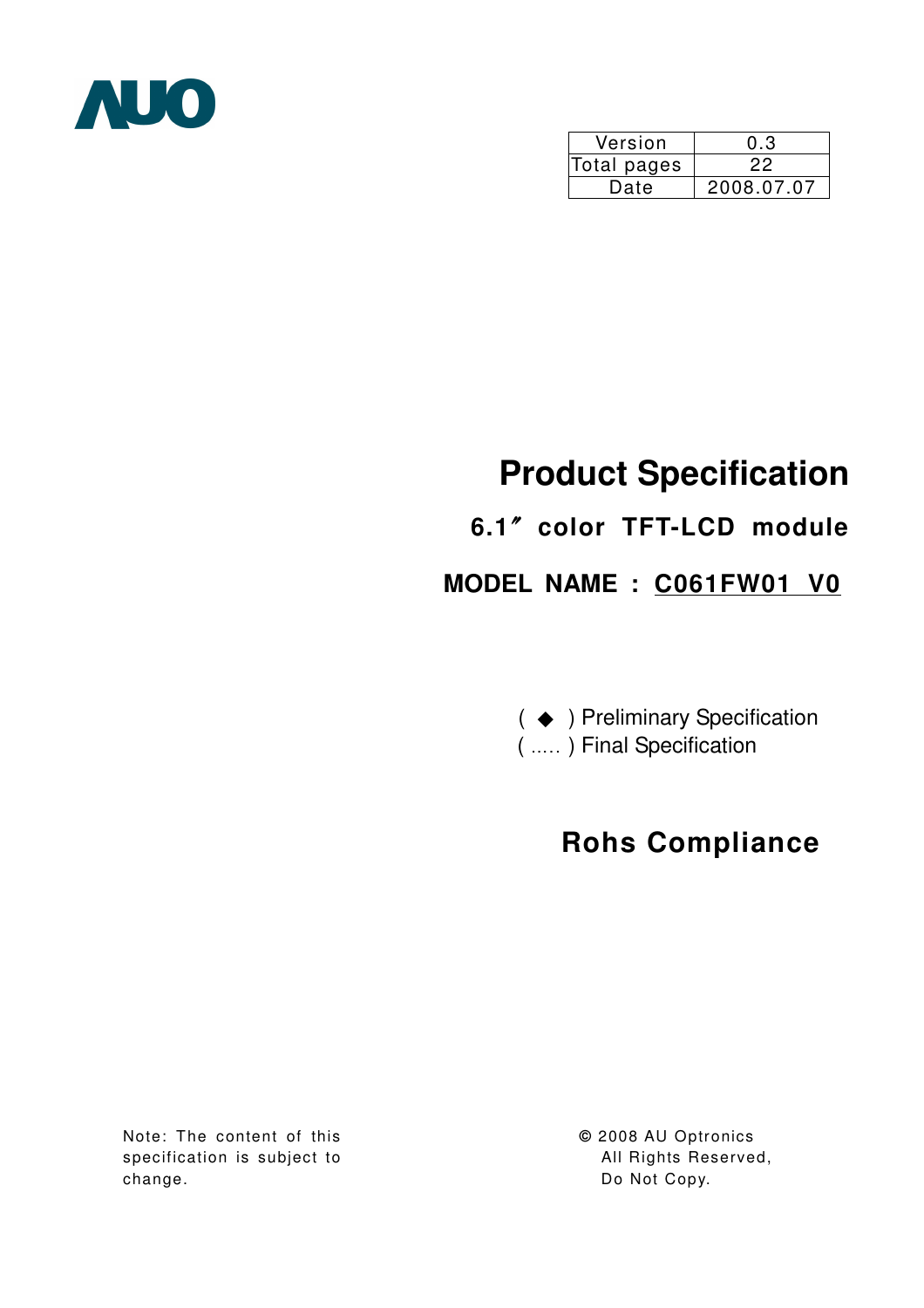AUO

| Version | 0.3 |
| --- | --- |
| Total pages | 22 |
| Date | 2008.07.07 |

# Product Specification

## 6.1″ color TFT-LCD module

## MODEL NAME : C061FW01 V0

( ◆ ) Preliminary Specification
( ..... ) Final Specification

## Rohs Compliance

Note: The content of this specification is subject to change.

© 2008 AU Optronics
All Rights Reserved,
Do Not Copy.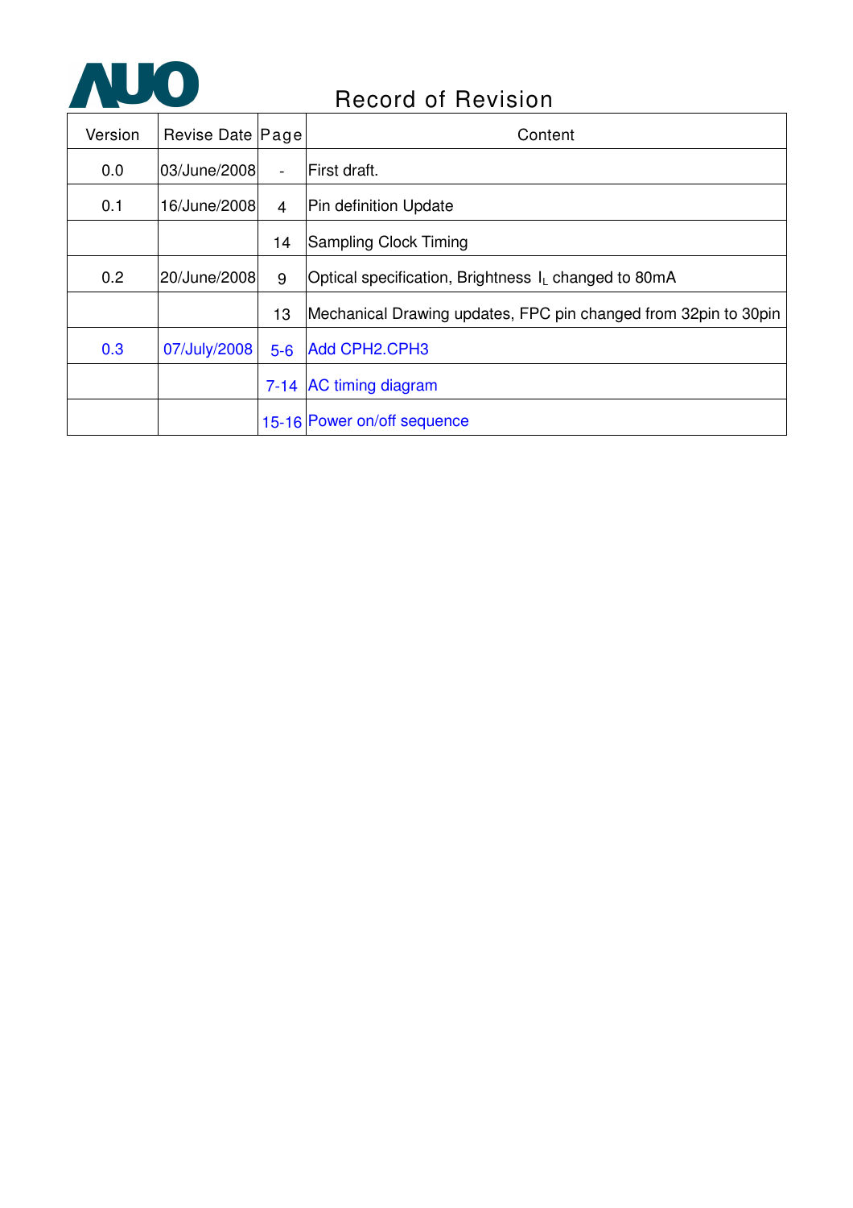# Record of Revision

| Version | Revise Date | Page | Content |
|---|---|---|---|
| 0.0 | 03/June/2008 | - | First draft. |
| 0.1 | 16/June/2008 | 4 | Pin definition Update |
| | | 14 | Sampling Clock Timing |
| 0.2 | 20/June/2008 | 9 | Optical specification, Brightness $I_L$ changed to 80mA |
| | | 13 | Mechanical Drawing updates, FPC pin changed from 32pin to 30pin |
| 0.3 | 07/July/2008 | 5-6 | Add CPH2.CPH3 |
| | | 7-14 | AC timing diagram |
| | | 15-16 | Power on/off sequence |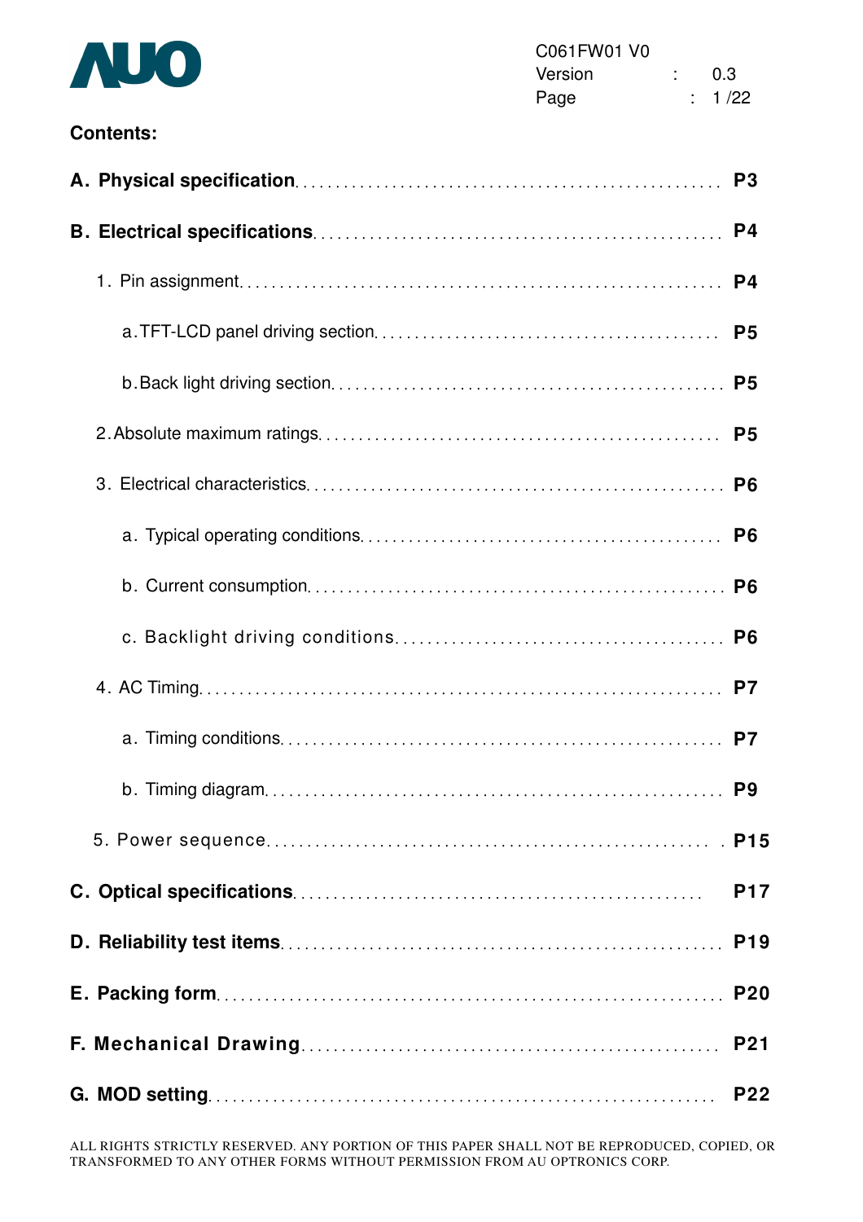**Contents:**

| | |
|---|---|
| **A. Physical specification** | **P3** |
| **B. Electrical specifications** | **P4** |
| 1. Pin assignment | **P4** |
| a. TFT-LCD panel driving section | **P5** |
| b. Back light driving section | **P5** |
| 2. Absolute maximum ratings | **P5** |
| 3. Electrical characteristics | **P6** |
| a. Typical operating conditions | **P6** |
| b. Current consumption | **P6** |
| c. Backlight driving conditions | **P6** |
| 4. AC Timing | **P7** |
| a. Timing conditions | **P7** |
| b. Timing diagram | **P9** |
| 5. Power sequence | **P15** |
| **C. Optical specifications** | **P17** |
| **D. Reliability test items** | **P19** |
| **E. Packing form** | **P20** |
| **F. Mechanical Drawing** | **P21** |
| **G. MOD setting** | **P22** |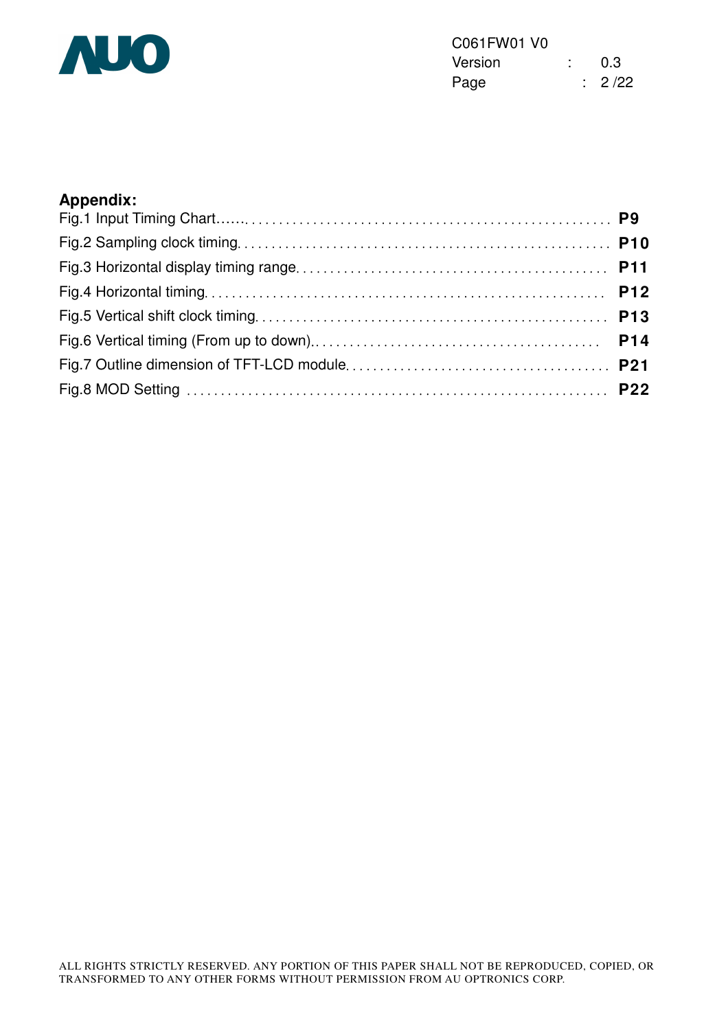**Appendix:**

Fig.1 Input Timing Chart....... **P9**

Fig.2 Sampling clock timing. **P10**

Fig.3 Horizontal display timing range. **P11**

Fig.4 Horizontal timing. **P12**

Fig.5 Vertical shift clock timing. **P13**

Fig.6 Vertical timing (From up to down). **P14**

Fig.7 Outline dimension of TFT-LCD module. **P21**

Fig.8 MOD Setting **P22**

ALL RIGHTS STRICTLY RESERVED. ANY PORTION OF THIS PAPER SHALL NOT BE REPRODUCED, COPIED, OR TRANSFORMED TO ANY OTHER FORMS WITHOUT PERMISSION FROM AU OPTRONICS CORP.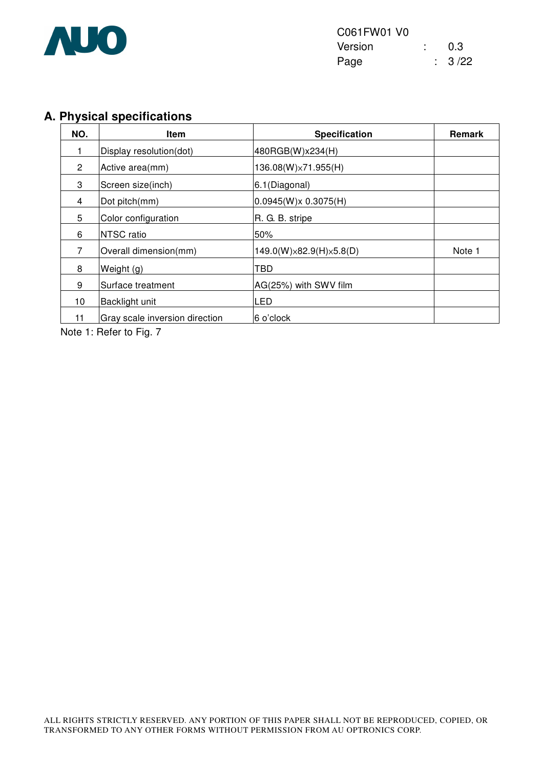## A. Physical specifications

| NO. | Item | Specification | Remark |
|---|---|---|---|
| 1 | Display resolution(dot) | 480RGB(W)x234(H) | |
| 2 | Active area(mm) | 136.08(W)×71.955(H) | |
| 3 | Screen size(inch) | 6.1(Diagonal) | |
| 4 | Dot pitch(mm) | 0.0945(W)x 0.3075(H) | |
| 5 | Color configuration | R. G. B. stripe | |
| 6 | NTSC ratio | 50% | |
| 7 | Overall dimension(mm) | 149.0(W)×82.9(H)×5.8(D) | Note 1 |
| 8 | Weight (g) | TBD | |
| 9 | Surface treatment | AG(25%) with SWV film | |
| 10 | Backlight unit | LED | |
| 11 | Gray scale inversion direction | 6 o'clock | |

Note 1: Refer to Fig. 7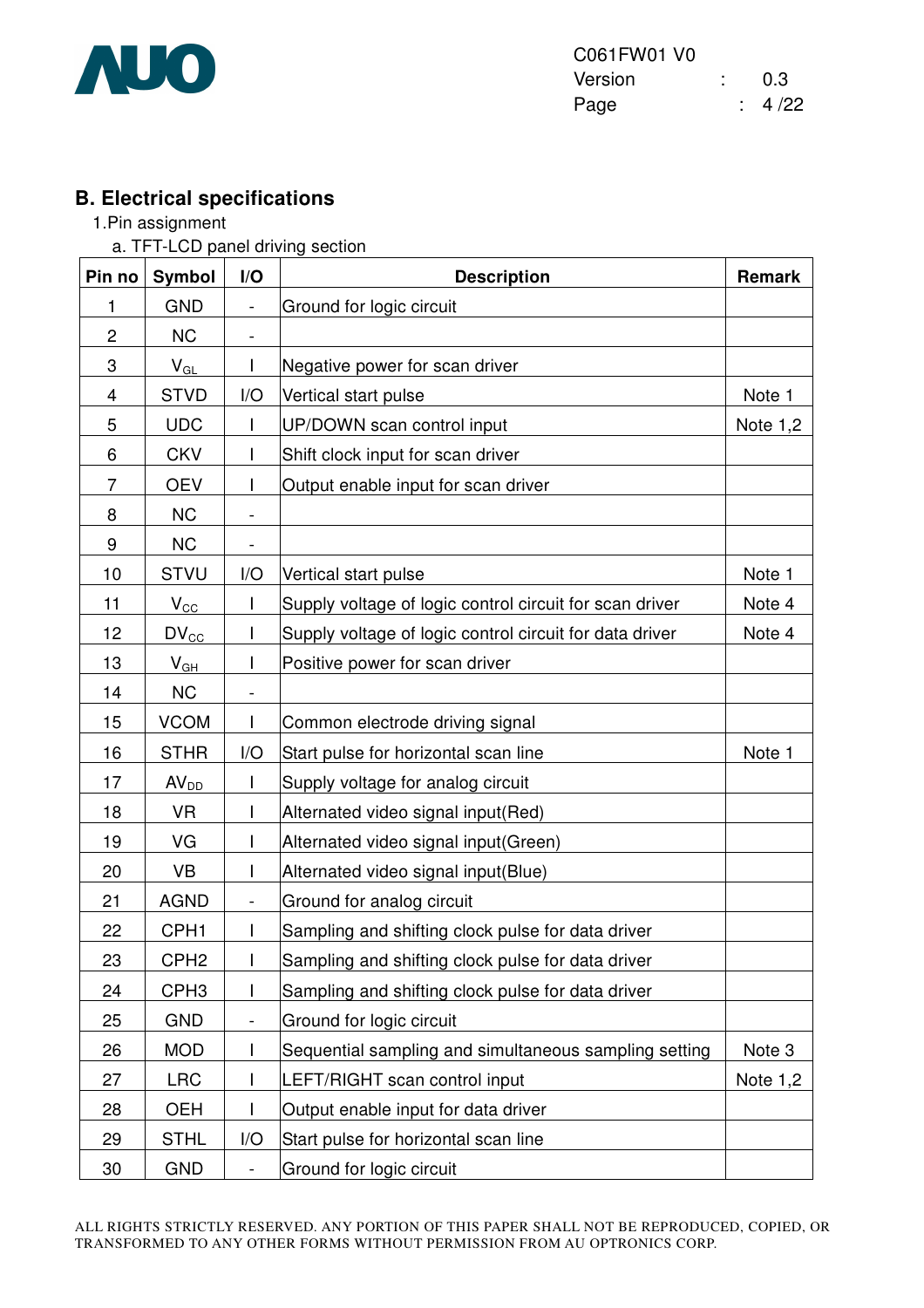## B. Electrical specifications

1.Pin assignment

a. TFT-LCD panel driving section

| Pin no | Symbol | I/O | Description | Remark |
|---|---|---|---|---|
| 1 | GND | - | Ground for logic circuit | |
| 2 | NC | - | | |
| 3 | $V_{GL}$ | I | Negative power for scan driver | |
| 4 | STVD | I/O | Vertical start pulse | Note 1 |
| 5 | UDC | I | UP/DOWN scan control input | Note 1,2 |
| 6 | CKV | I | Shift clock input for scan driver | |
| 7 | OEV | I | Output enable input for scan driver | |
| 8 | NC | - | | |
| 9 | NC | - | | |
| 10 | STVU | I/O | Vertical start pulse | Note 1 |
| 11 | $V_{CC}$ | I | Supply voltage of logic control circuit for scan driver | Note 4 |
| 12 | $DV_{CC}$ | I | Supply voltage of logic control circuit for data driver | Note 4 |
| 13 | $V_{GH}$ | I | Positive power for scan driver | |
| 14 | NC | - | | |
| 15 | VCOM | I | Common electrode driving signal | |
| 16 | STHR | I/O | Start pulse for horizontal scan line | Note 1 |
| 17 | $AV_{DD}$ | I | Supply voltage for analog circuit | |
| 18 | VR | I | Alternated video signal input(Red) | |
| 19 | VG | I | Alternated video signal input(Green) | |
| 20 | VB | I | Alternated video signal input(Blue) | |
| 21 | AGND | - | Ground for analog circuit | |
| 22 | CPH1 | I | Sampling and shifting clock pulse for data driver | |
| 23 | CPH2 | I | Sampling and shifting clock pulse for data driver | |
| 24 | CPH3 | I | Sampling and shifting clock pulse for data driver | |
| 25 | GND | - | Ground for logic circuit | |
| 26 | MOD | I | Sequential sampling and simultaneous sampling setting | Note 3 |
| 27 | LRC | I | LEFT/RIGHT scan control input | Note 1,2 |
| 28 | OEH | I | Output enable input for data driver | |
| 29 | STHL | I/O | Start pulse for horizontal scan line | |
| 30 | GND | - | Ground for logic circuit | |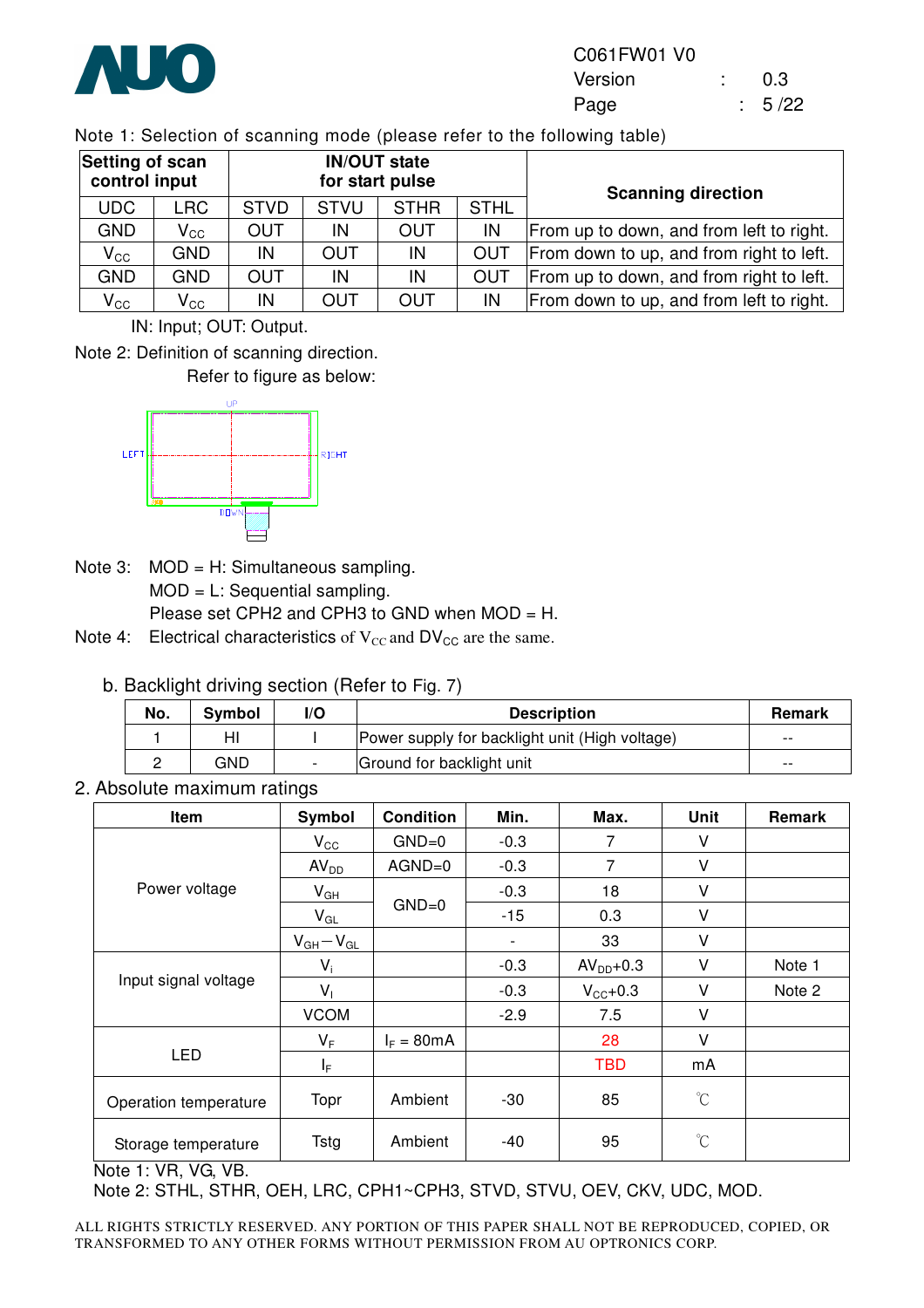Note 1: Selection of scanning mode (please refer to the following table)

| Setting of scan control input | | IN/OUT state for start pulse | | | | Scanning direction |
|---|---|---|---|---|---|---|
| UDC | LRC | STVD | STVU | STHR | STHL | |
| GND | $V_{CC}$ | OUT | IN | OUT | IN | From up to down, and from left to right. |
| $V_{CC}$ | GND | IN | OUT | IN | OUT | From down to up, and from right to left. |
| GND | GND | OUT | IN | IN | OUT | From up to down, and from right to left. |
| $V_{CC}$ | $V_{CC}$ | IN | OUT | OUT | IN | From down to up, and from left to right. |

IN: Input; OUT: Output.

Note 2: Definition of scanning direction.

Refer to figure as below:

Note 3: MOD = H: Simultaneous sampling.
MOD = L: Sequential sampling.
Please set CPH2 and CPH3 to GND when MOD = H.

Note 4: Electrical characteristics of $V_{CC}$ and $DV_{CC}$ are the same.

b. Backlight driving section (Refer to Fig. 7)

| No. | Symbol | I/O | Description | Remark |
|---|---|---|---|---|
| 1 | HI | I | Power supply for backlight unit (High voltage) | -- |
| 2 | GND | - | Ground for backlight unit | -- |

## 2. Absolute maximum ratings

| Item | Symbol | Condition | Min. | Max. | Unit | Remark |
|---|---|---|---|---|---|---|
| Power voltage | $V_{CC}$ | GND=0 | -0.3 | 7 | V | |
| | $AV_{DD}$ | AGND=0 | -0.3 | 7 | V | |
| | $V_{GH}$ | GND=0 | -0.3 | 18 | V | |
| | $V_{GL}$ | | -15 | 0.3 | V | |
| | $V_{GH}-V_{GL}$ | | - | 33 | V | |
| Input signal voltage | $V_i$ | | -0.3 | $AV_{DD}$+0.3 | V | Note 1 |
| | $V_I$ | | -0.3 | $V_{CC}$+0.3 | V | Note 2 |
| | VCOM | | -2.9 | 7.5 | V | |
| LED | $V_F$ | $I_F$ = 80mA | | 28 | V | |
| | $I_F$ | | | TBD | mA | |
| Operation temperature | Topr | Ambient | -30 | 85 | ℃ | |
| Storage temperature | Tstg | Ambient | -40 | 95 | ℃ | |

Note 1: VR, VG, VB.

Note 2: STHL, STHR, OEH, LRC, CPH1~CPH3, STVD, STVU, OEV, CKV, UDC, MOD.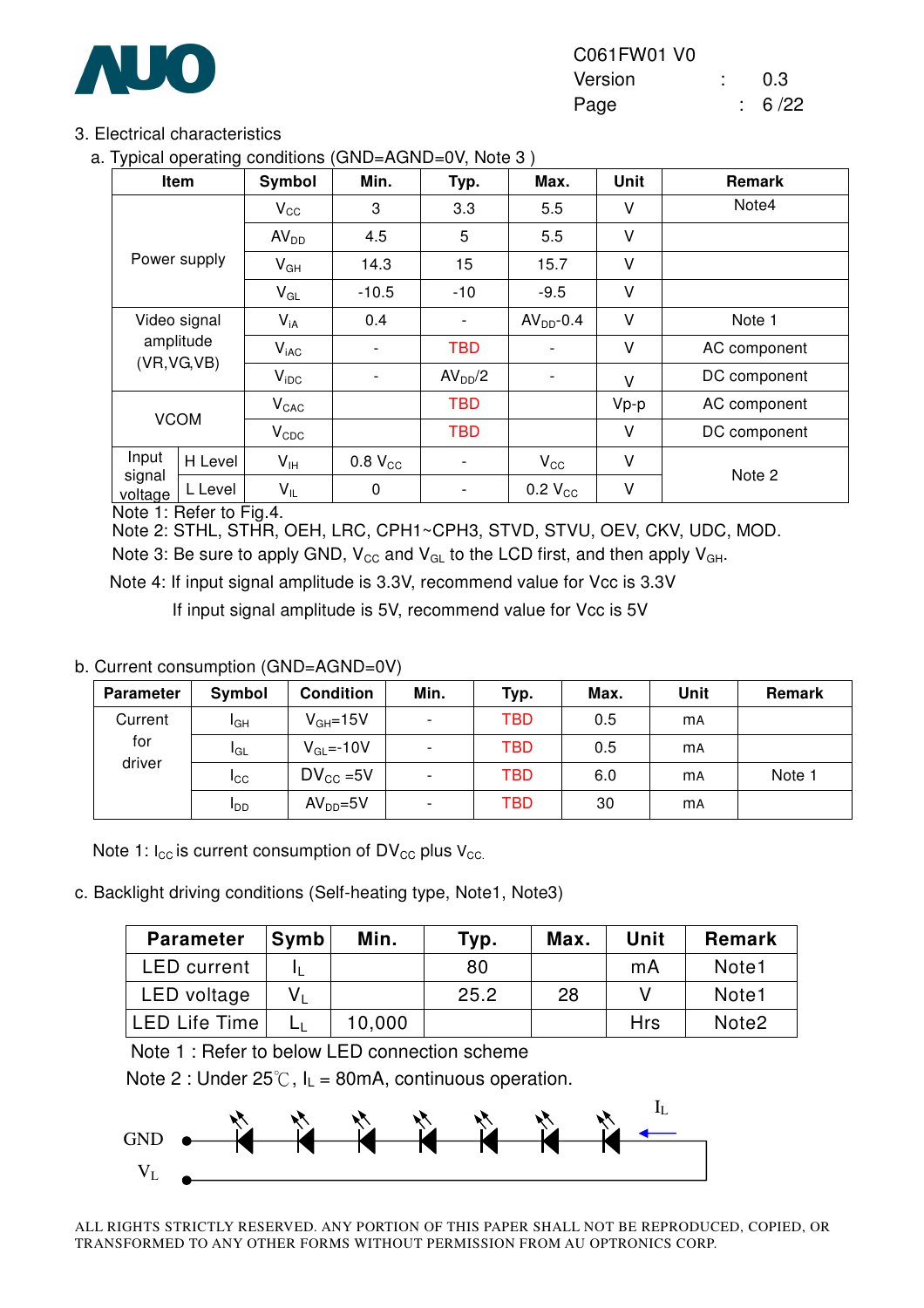## 3. Electrical characteristics

### a. Typical operating conditions (GND=AGND=0V, Note 3 )

| Item | | Symbol | Min. | Typ. | Max. | Unit | Remark |
|---|---|---|---|---|---|---|---|
| Power supply | | $V_{CC}$ | 3 | 3.3 | 5.5 | V | Note4 |
| | | $AV_{DD}$ | 4.5 | 5 | 5.5 | V | |
| | | $V_{GH}$ | 14.3 | 15 | 15.7 | V | |
| | | $V_{GL}$ | -10.5 | -10 | -9.5 | V | |
| Video signal amplitude (VR,VG,VB) | | $V_{iA}$ | 0.4 | - | $AV_{DD}$-0.4 | V | Note 1 |
| | | $V_{iAC}$ | - | TBD | - | V | AC component |
| | | $V_{iDC}$ | - | $AV_{DD}/2$ | - | V | DC component |
| VCOM | | $V_{CAC}$ | | TBD | | Vp-p | AC component |
| | | $V_{CDC}$ | | TBD | | V | DC component |
| Input signal voltage | H Level | $V_{IH}$ | 0.8 $V_{CC}$ | - | $V_{CC}$ | V | Note 2 |
| | L Level | $V_{IL}$ | 0 | - | 0.2 $V_{CC}$ | V | |

Note 1: Refer to Fig.4.

Note 2: STHL, STHR, OEH, LRC, CPH1~CPH3, STVD, STVU, OEV, CKV, UDC, MOD.

Note 3: Be sure to apply GND, $V_{CC}$ and $V_{GL}$ to the LCD first, and then apply $V_{GH}$.

Note 4: If input signal amplitude is 3.3V, recommend value for Vcc is 3.3V

If input signal amplitude is 5V, recommend value for Vcc is 5V

### b. Current consumption (GND=AGND=0V)

| Parameter | Symbol | Condition | Min. | Typ. | Max. | Unit | Remark |
|---|---|---|---|---|---|---|---|
| Current for driver | $I_{GH}$ | $V_{GH}$=15V | - | TBD | 0.5 | mA | |
| | $I_{GL}$ | $V_{GL}$=-10V | - | TBD | 0.5 | mA | |
| | $I_{CC}$ | $DV_{CC}$ =5V | - | TBD | 6.0 | mA | Note 1 |
| | $I_{DD}$ | $AV_{DD}$=5V | - | TBD | 30 | mA | |

Note 1: $I_{CC}$ is current consumption of $DV_{CC}$ plus $V_{CC}$.

### c. Backlight driving conditions (Self-heating type, Note1, Note3)

| Parameter | Symb | Min. | Typ. | Max. | Unit | Remark |
|---|---|---|---|---|---|---|
| LED current | $I_L$ | | 80 | | mA | Note1 |
| LED voltage | $V_L$ | | 25.2 | 28 | V | Note1 |
| LED Life Time | $L_L$ | 10,000 | | | Hrs | Note2 |

Note 1 : Refer to below LED connection scheme

Note 2 : Under 25℃, $I_L$ = 80mA, continuous operation.

GND

$V_L$

$I_L$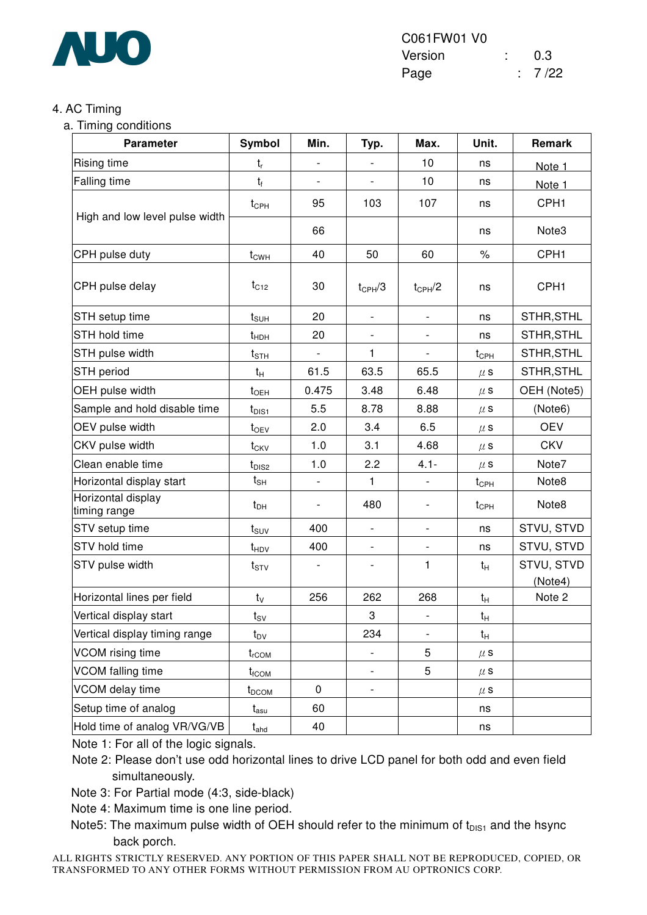## 4. AC Timing

### a. Timing conditions

| Parameter | Symbol | Min. | Typ. | Max. | Unit. | Remark |
|---|---|---|---|---|---|---|
| Rising time | $t_r$ | - | - | 10 | ns | Note 1 |
| Falling time | $t_f$ | - | - | 10 | ns | Note 1 |
| High and low level pulse width | $t_{CPH}$ | 95 | 103 | 107 | ns | CPH1 |
| | | 66 | | | ns | Note3 |
| CPH pulse duty | $t_{CWH}$ | 40 | 50 | 60 | % | CPH1 |
| CPH pulse delay | $t_{C12}$ | 30 | $t_{CPH}/3$ | $t_{CPH}/2$ | ns | CPH1 |
| STH setup time | $t_{SUH}$ | 20 | - | - | ns | STHR,STHL |
| STH hold time | $t_{HDH}$ | 20 | - | - | ns | STHR,STHL |
| STH pulse width | $t_{STH}$ | - | 1 | - | $t_{CPH}$ | STHR,STHL |
| STH period | $t_H$ | 61.5 | 63.5 | 65.5 | $\mu$s | STHR,STHL |
| OEH pulse width | $t_{OEH}$ | 0.475 | 3.48 | 6.48 | $\mu$s | OEH (Note5) |
| Sample and hold disable time | $t_{DIS1}$ | 5.5 | 8.78 | 8.88 | $\mu$s | (Note6) |
| OEV pulse width | $t_{OEV}$ | 2.0 | 3.4 | 6.5 | $\mu$s | OEV |
| CKV pulse width | $t_{CKV}$ | 1.0 | 3.1 | 4.68 | $\mu$s | CKV |
| Clean enable time | $t_{DIS2}$ | 1.0 | 2.2 | 4.1- | $\mu$s | Note7 |
| Horizontal display start | $t_{SH}$ | - | 1 | - | $t_{CPH}$ | Note8 |
| Horizontal display timing range | $t_{DH}$ | - | 480 | - | $t_{CPH}$ | Note8 |
| STV setup time | $t_{SUV}$ | 400 | - | - | ns | STVU, STVD |
| STV hold time | $t_{HDV}$ | 400 | - | - | ns | STVU, STVD |
| STV pulse width | $t_{STV}$ | - | - | 1 | $t_H$ | STVU, STVD (Note4) |
| Horizontal lines per field | $t_V$ | 256 | 262 | 268 | $t_H$ | Note 2 |
| Vertical display start | $t_{SV}$ | | 3 | - | $t_H$ | |
| Vertical display timing range | $t_{DV}$ | | 234 | - | $t_H$ | |
| VCOM rising time | $t_{rCOM}$ | | - | 5 | $\mu$s | |
| VCOM falling time | $t_{fCOM}$ | | - | 5 | $\mu$s | |
| VCOM delay time | $t_{DCOM}$ | 0 | - | | $\mu$s | |
| Setup time of analog | $t_{asu}$ | 60 | | | ns | |
| Hold time of analog VR/VG/VB | $t_{ahd}$ | 40 | | | ns | |

Note 1: For all of the logic signals.

Note 2: Please don't use odd horizontal lines to drive LCD panel for both odd and even field simultaneously.

Note 3: For Partial mode (4:3, side-black)

Note 4: Maximum time is one line period.

Note5: The maximum pulse width of OEH should refer to the minimum of $t_{DIS1}$ and the hsync back porch.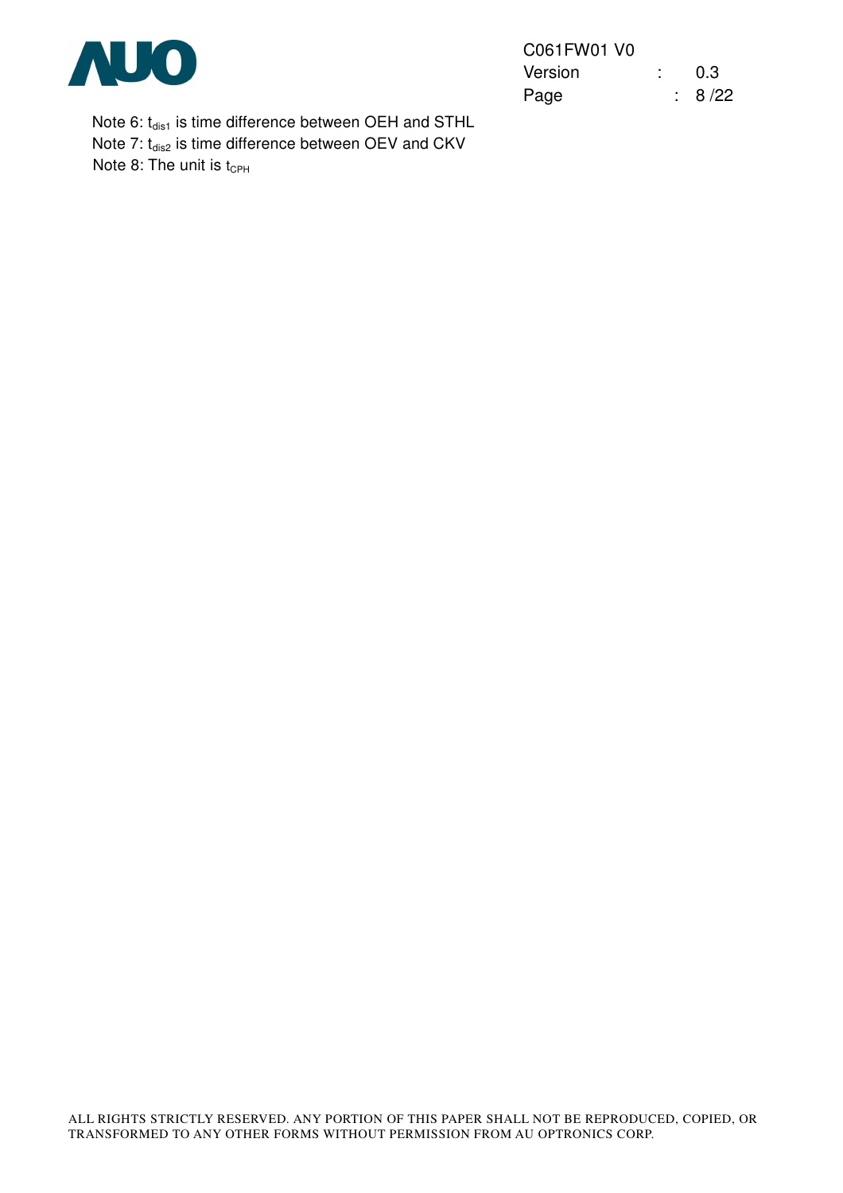Note 6: $t_{dis1}$ is time difference between OEH and STHL

Note 7: $t_{dis2}$ is time difference between OEV and CKV

Note 8: The unit is $t_{CPH}$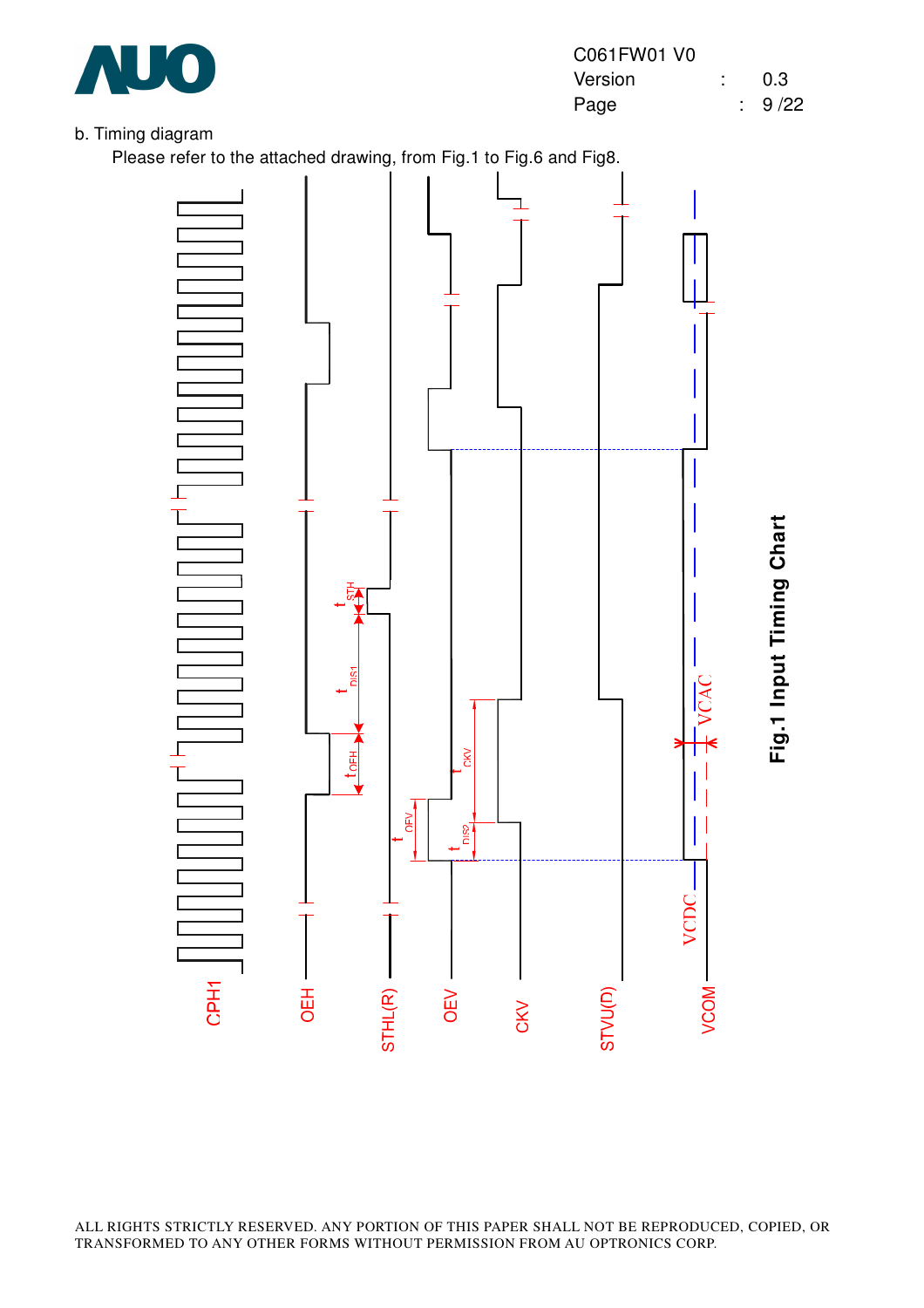b. Timing diagram

Please refer to the attached drawing, from Fig.1 to Fig.6 and Fig8.

CPH1

OEH

STHL(R)

OEV

CKV

STVU(D)

VCOM

$t_{STH}$

$t_{DIS1}$

$t_{OEH}$

$t_{OEV}$

$t_{CKV}$

$t_{DIS2}$

VCAC

VCDC

**Fig.1 Input Timing Chart**

ALL RIGHTS STRICTLY RESERVED. ANY PORTION OF THIS PAPER SHALL NOT BE REPRODUCED, COPIED, OR TRANSFORMED TO ANY OTHER FORMS WITHOUT PERMISSION FROM AU OPTRONICS CORP.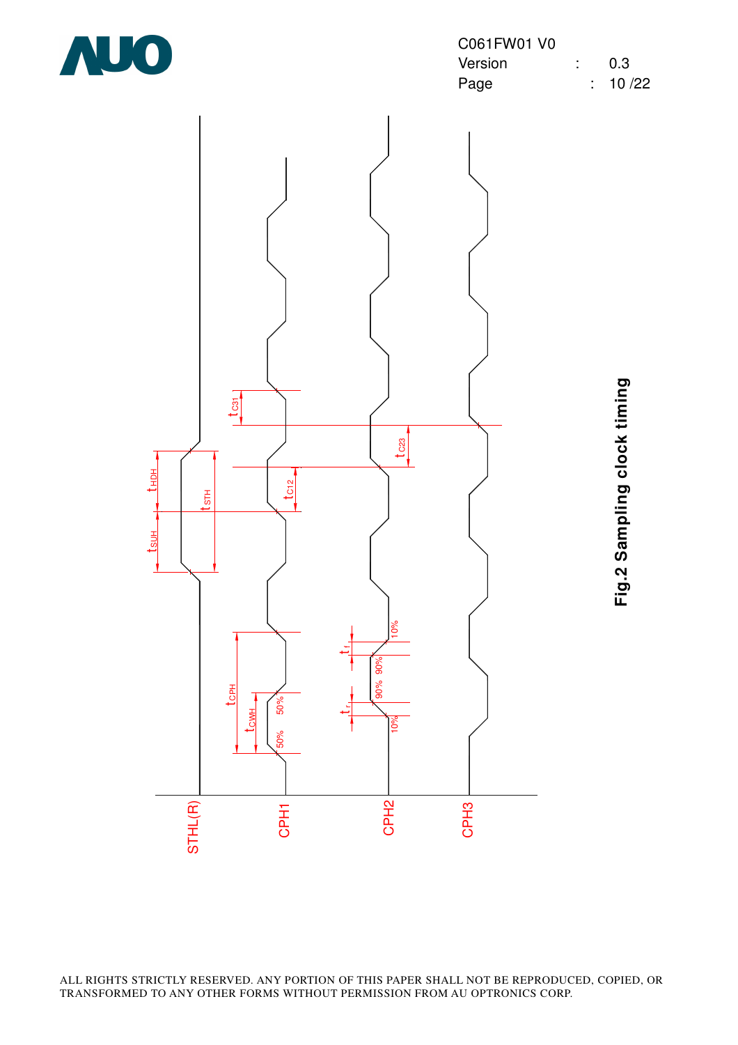STHL(R)

CPH1

CPH2

CPH3

$t_{SUH}$

$t_{HDH}$

$t_{STH}$

$t_{C12}$

$t_{C31}$

$t_{C23}$

$t_{CPH}$

$t_{CWH}$

50%

50%

$t_r$

$t_f$

10%

90%

90%

10%

**Fig.2 Sampling clock timing**

ALL RIGHTS STRICTLY RESERVED. ANY PORTION OF THIS PAPER SHALL NOT BE REPRODUCED, COPIED, OR TRANSFORMED TO ANY OTHER FORMS WITHOUT PERMISSION FROM AU OPTRONICS CORP.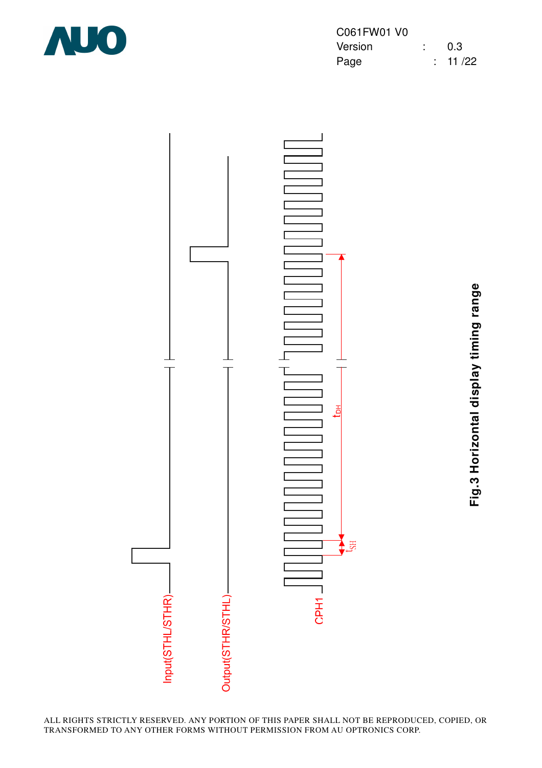Input(STHL/STHR)

Output(STHR/STHL)

CPH1

$t_{DH}$

$t_{SH}$

**Fig.3 Horizontal display timing range**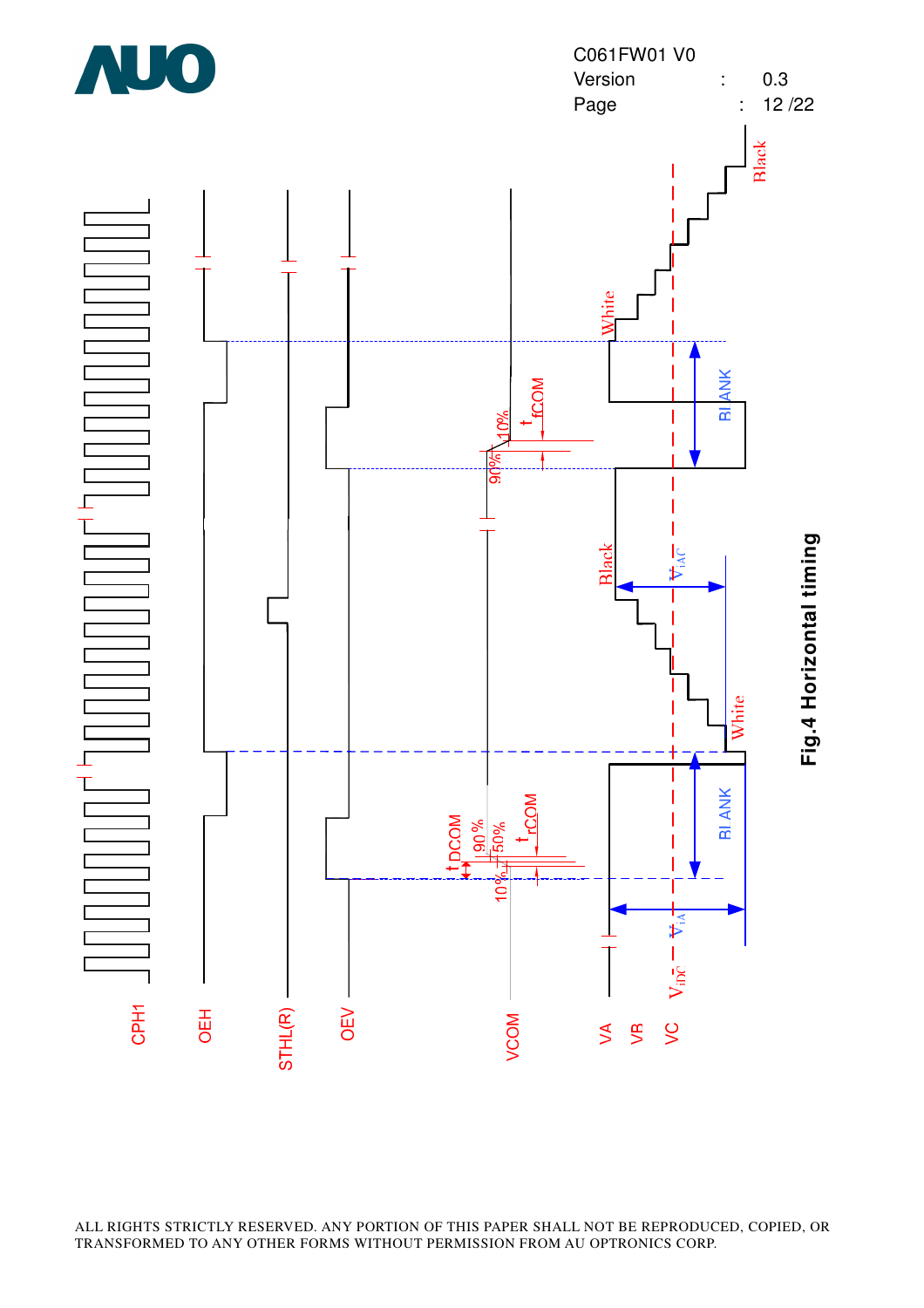Fig.4 Horizontal timing

CPH1

OEH

STHL(R)

OEV

VCOM

VA

VB

VC

$V_{iDC}$

$V_{iA}$

$V_{iAC}$

BLANK

BLANK

White

Black

White

Black

$t_{DCOM}$

90 %

50%

10%

$t_{rCOM}$

90%

10%

$t_{fCOM}$

ALL RIGHTS STRICTLY RESERVED. ANY PORTION OF THIS PAPER SHALL NOT BE REPRODUCED, COPIED, OR TRANSFORMED TO ANY OTHER FORMS WITHOUT PERMISSION FROM AU OPTRONICS CORP.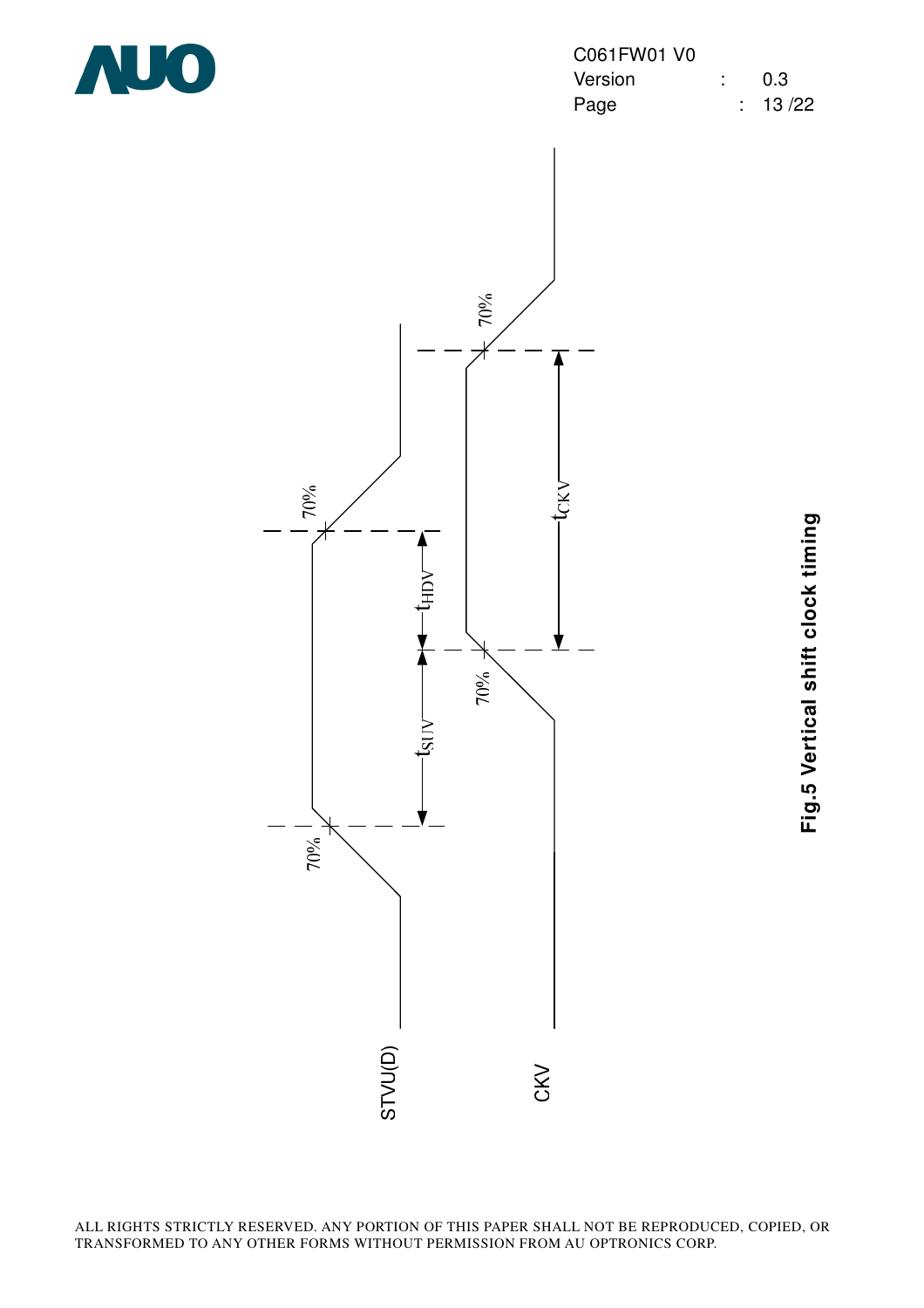STVU(D)

CKV

70%

70%

70%

70%

$t_{SUV}$

$t_{HDV}$

$t_{CKV}$

**Fig.5 Vertical shift clock timing**

ALL RIGHTS STRICTLY RESERVED. ANY PORTION OF THIS PAPER SHALL NOT BE REPRODUCED, COPIED, OR TRANSFORMED TO ANY OTHER FORMS WITHOUT PERMISSION FROM AU OPTRONICS CORP.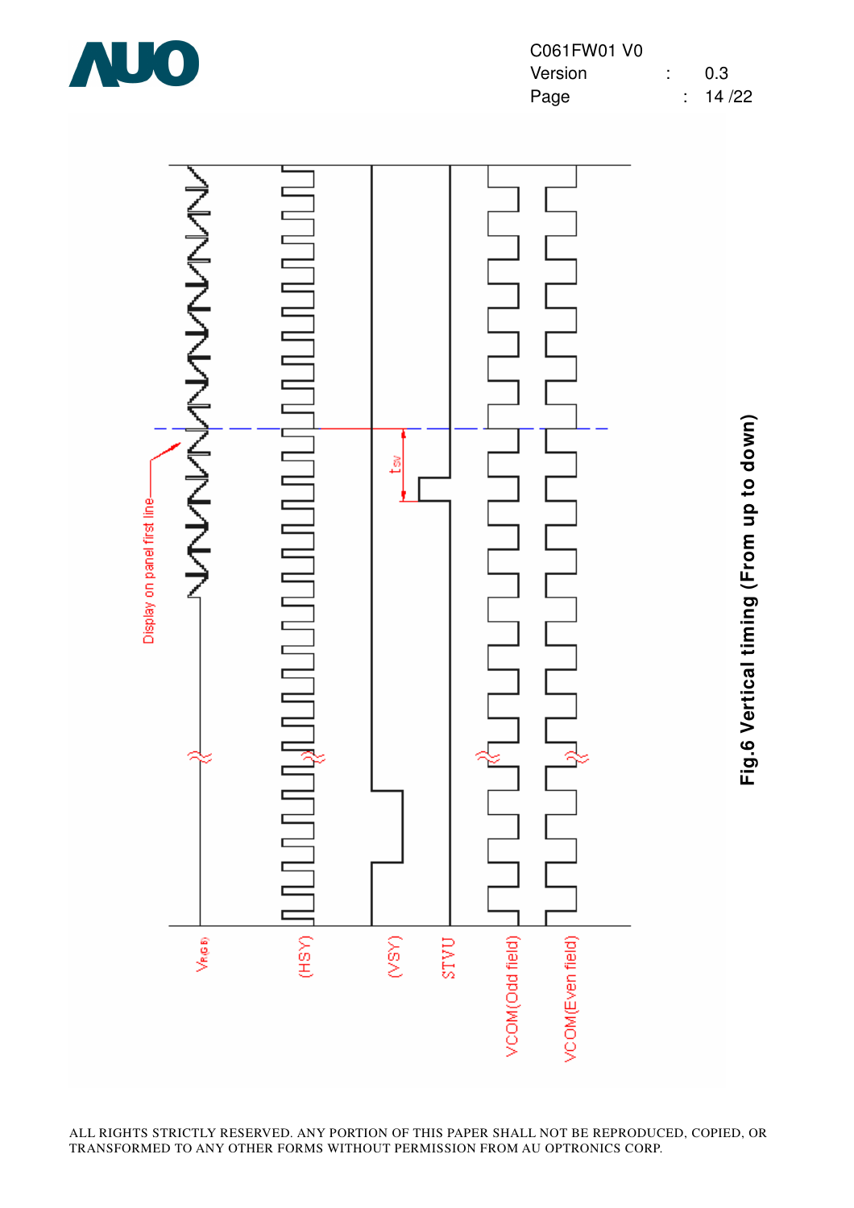Fig.6 Vertical timing (From up to down)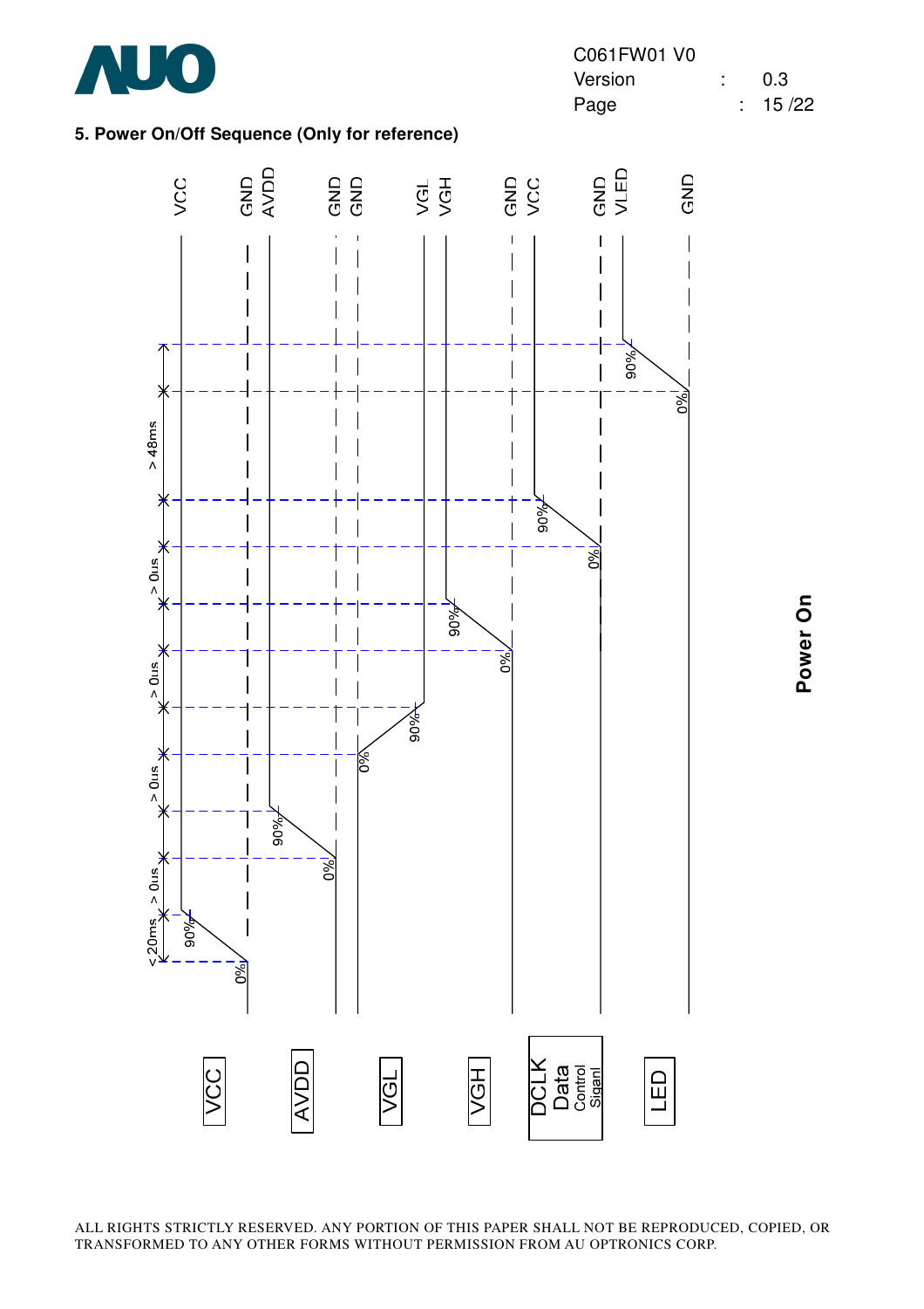## 5. Power On/Off Sequence (Only for reference)

Power On

| Signal | Low level | High level |
|---|---|---|
| VCC | GND | VCC |
| AVDD | GND | AVDD |
| VGL | GND | VGL |
| VGH | GND | VGH |
| DCLK Data Control Siganl | GND | VCC |
| LED | GND | VLED |

Timing (each signal rises from 0% to 90%, in order):

- VCC: 0% → 90%, < 20ms
- VCC 90% → AVDD 0%: > 0us
- AVDD 90% → VGL 0%: > 0us
- VGL 90% → VGH 0%: > 0us
- VGH 90% → DCLK / Data / Control Siganl 0%: > 0us
- DCLK / Data / Control Siganl 90% → LED 0%: > 48ms
- LED: 0% → 90%

ALL RIGHTS STRICTLY RESERVED. ANY PORTION OF THIS PAPER SHALL NOT BE REPRODUCED, COPIED, OR TRANSFORMED TO ANY OTHER FORMS WITHOUT PERMISSION FROM AU OPTRONICS CORP.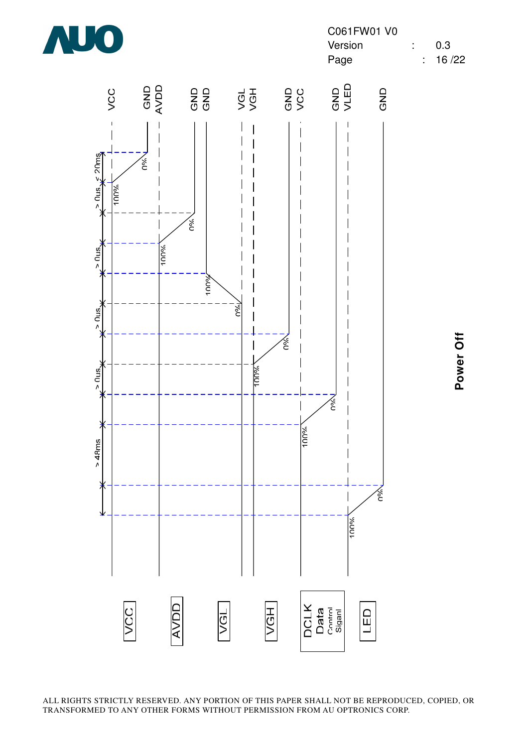**Power Off**

| Signal | Sequence |
| --- | --- |
| VCC | VCC → GND (100% → 0%), < 20ms |
| AVDD | AVDD → GND (100% → 0%) |
| VGL | GND → VGL (100% → 0%) |
| VGH | VGH → GND (100% → 0%) |
| DCLK Data Control Siganl | VCC → GND (100% → 0%) |
| LED | VLED → GND (100% → 0%) |

Timing intervals (from bottom to top of diagram): > 48ms, > 0us, > 0us, > 0us, > 0us, < 20ms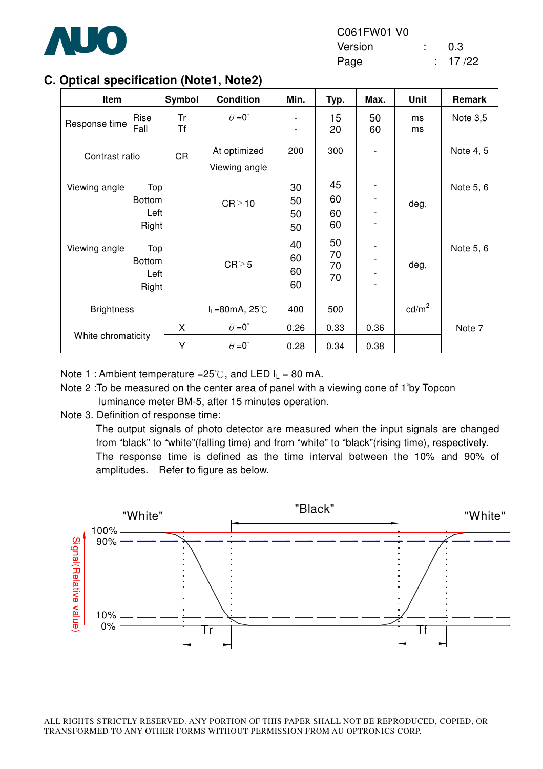## C. Optical specification (Note1, Note2)

| Item | | Symbol | Condition | Min. | Typ. | Max. | Unit | Remark |
|---|---|---|---|---|---|---|---|---|
| Response time | Rise<br>Fall | Tr<br>Tf | θ =0° | -<br>- | 15<br>20 | 50<br>60 | ms<br>ms | Note 3,5 |
| Contrast ratio | | CR | At optimized Viewing angle | 200 | 300 | - | | Note 4, 5 |
| Viewing angle | Top<br>Bottom<br>Left<br>Right | | CR≧10 | 30<br>50<br>50<br>50 | 45<br>60<br>60<br>60 | -<br>-<br>-<br>- | deg. | Note 5, 6 |
| Viewing angle | Top<br>Bottom<br>Left<br>Right | | CR≧5 | 40<br>60<br>60<br>60 | 50<br>70<br>70<br>70 | -<br>-<br>-<br>- | deg. | Note 5, 6 |
| Brightness | | | $I_L$=80mA, 25℃ | 400 | 500 | | cd/m² | Note 7 |
| White chromaticity | | X | θ =0° | 0.26 | 0.33 | 0.36 | | |
| | | Y | θ =0° | 0.28 | 0.34 | 0.38 | | |

Note 1 : Ambient temperature =25℃, and LED $I_L$ = 80 mA.

Note 2 :To be measured on the center area of panel with a viewing cone of 1°by Topcon luminance meter BM-5, after 15 minutes operation.

Note 3. Definition of response time:

The output signals of photo detector are measured when the input signals are changed from "black" to "white"(falling time) and from "white" to "black"(rising time), respectively. The response time is defined as the time interval between the 10% and 90% of amplitudes. Refer to figure as below.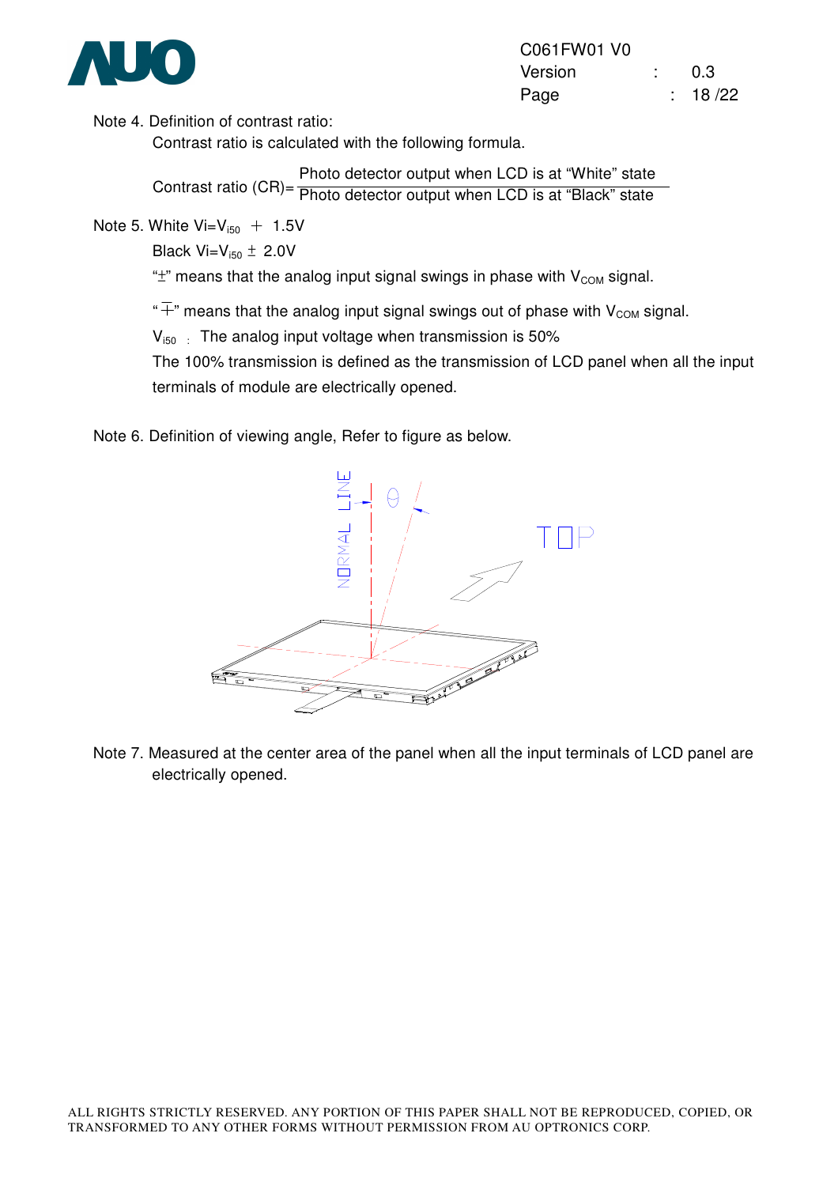Note 4. Definition of contrast ratio:

Contrast ratio is calculated with the following formula.

$$\text{Contrast ratio (CR)} = \frac{\text{Photo detector output when LCD is at "White" state}}{\text{Photo detector output when LCD is at "Black" state}}$$

Note 5. White $Vi = V_{i50} \mp 1.5V$

Black $Vi = V_{i50} \pm 2.0V$

"$\pm$" means that the analog input signal swings in phase with $V_{COM}$ signal.

"$\mp$" means that the analog input signal swings out of phase with $V_{COM}$ signal.

$V_{i50}$ : The analog input voltage when transmission is 50%

The 100% transmission is defined as the transmission of LCD panel when all the input terminals of module are electrically opened.

Note 6. Definition of viewing angle, Refer to figure as below.

Note 7. Measured at the center area of the panel when all the input terminals of LCD panel are electrically opened.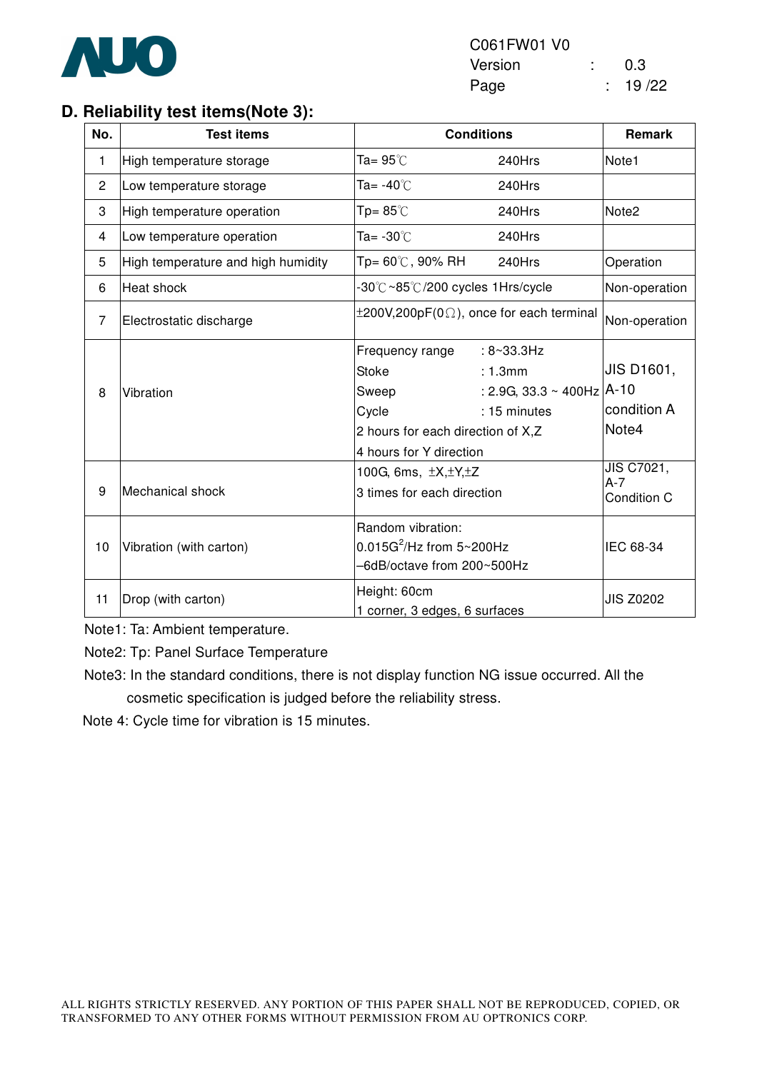## D. Reliability test items(Note 3):

| No. | Test items | Conditions | Remark |
|---|---|---|---|
| 1 | High temperature storage | Ta= 95℃ 240Hrs | Note1 |
| 2 | Low temperature storage | Ta= -40℃ 240Hrs | |
| 3 | High temperature operation | Tp= 85℃ 240Hrs | Note2 |
| 4 | Low temperature operation | Ta= -30℃ 240Hrs | |
| 5 | High temperature and high humidity | Tp= 60℃, 90% RH 240Hrs | Operation |
| 6 | Heat shock | -30℃~85℃/200 cycles 1Hrs/cycle | Non-operation |
| 7 | Electrostatic discharge | ±200V,200pF(0Ω), once for each terminal | Non-operation |
| 8 | Vibration | Frequency range : 8~33.3Hz<br>Stoke : 1.3mm<br>Sweep : 2.9G, 33.3 ~ 400Hz<br>Cycle : 15 minutes<br>2 hours for each direction of X,Z<br>4 hours for Y direction | JIS D1601, A-10 condition A Note4 |
| 9 | Mechanical shock | 100G, 6ms, ±X,±Y,±Z<br>3 times for each direction | JIS C7021, A-7 Condition C |
| 10 | Vibration (with carton) | Random vibration:<br>$0.015G^2$/Hz from 5~200Hz<br>–6dB/octave from 200~500Hz | IEC 68-34 |
| 11 | Drop (with carton) | Height: 60cm<br>1 corner, 3 edges, 6 surfaces | JIS Z0202 |

Note1: Ta: Ambient temperature.

Note2: Tp: Panel Surface Temperature

Note3: In the standard conditions, there is not display function NG issue occurred. All the cosmetic specification is judged before the reliability stress.

Note 4: Cycle time for vibration is 15 minutes.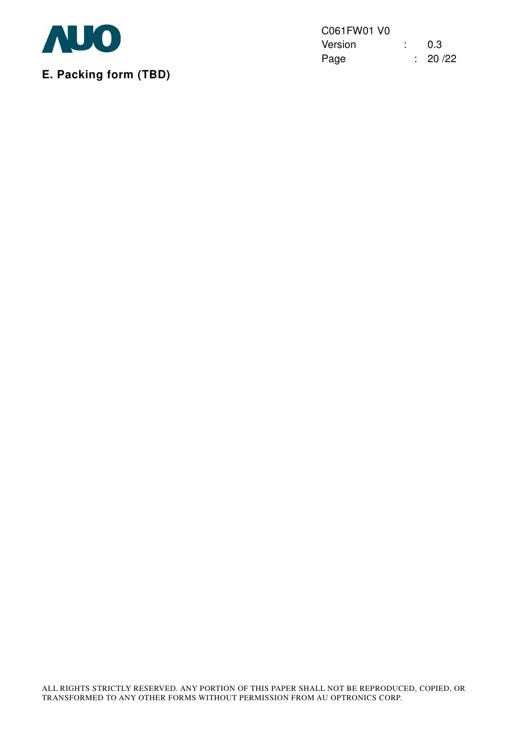## E. Packing form (TBD)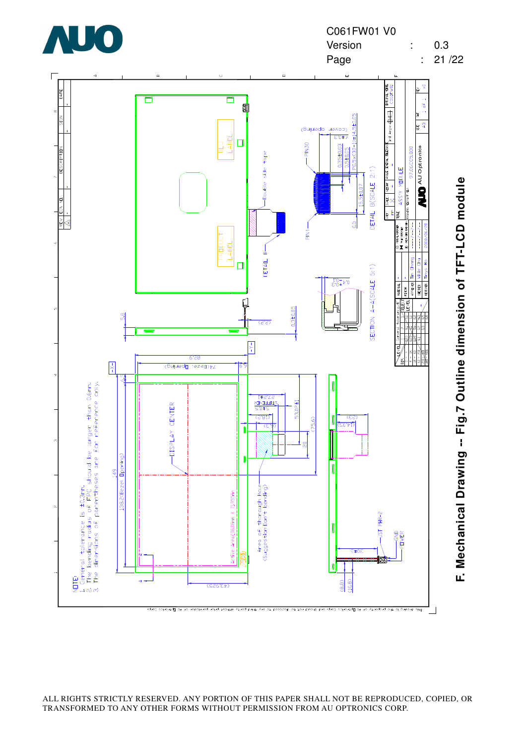# F. Mechanical Drawing -- Fig.7 Outline dimension of TFT-LCD module

NOTE:
1. General tolerance is ±0.3mm.
2. The bending radius of FPC should be larger than 0.6mm.
3. The dimensions of parentheses are for reference only.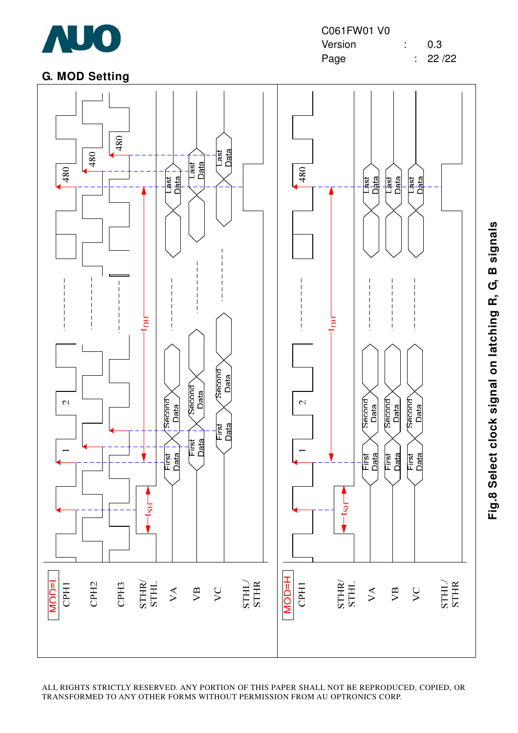## G. MOD Setting

MOD=L

CPH1

CPH2

CPH3

STHR/STHL

VA

VB

VC

STHL/STHR

1

2

480

480

480

$t_{SH}$

$t_{DH}$

First Data

Second Data

Last Data

MOD=H

CPH1

STHR/STHL

VA

VB

VC

STHL/STHR

1

2

480

$t_{SH}$

$t_{DH}$

First Data

Second Data

Last Data

**Fig.8 Select clock signal on latching R, G, B signals**

ALL RIGHTS STRICTLY RESERVED. ANY PORTION OF THIS PAPER SHALL NOT BE REPRODUCED, COPIED, OR TRANSFORMED TO ANY OTHER FORMS WITHOUT PERMISSION FROM AU OPTRONICS CORP.